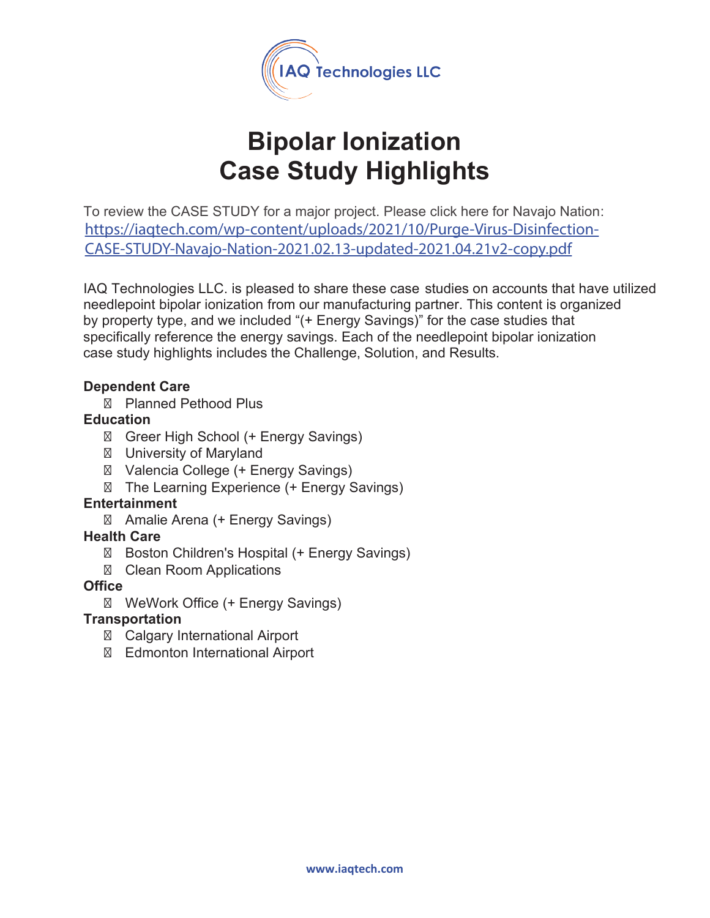IAQ Technologies LLC

# Bipolar Ionization
# Case Study Highlights

To review the CASE STUDY for a major project. Please click here for Navajo Nation: https://iaqtech.com/wp-content/uploads/2021/10/Purge-Virus-Disinfection-CASE-STUDY-Navajo-Nation-2021.02.13-updated-2021.04.21v2-copy.pdf

IAQ Technologies LLC. is pleased to share these case studies on accounts that have utilized needlepoint bipolar ionization from our manufacturing partner. This content is organized by property type, and we included "(+ Energy Savings)" for the case studies that specifically reference the energy savings. Each of the needlepoint bipolar ionization case study highlights includes the Challenge, Solution, and Results.

**Dependent Care**

- Planned Pethood Plus

**Education**

- Greer High School (+ Energy Savings)
- University of Maryland
- Valencia College (+ Energy Savings)
- The Learning Experience (+ Energy Savings)

**Entertainment**

- Amalie Arena (+ Energy Savings)

**Health Care**

- Boston Children's Hospital (+ Energy Savings)
- Clean Room Applications

**Office**

- WeWork Office (+ Energy Savings)

**Transportation**

- Calgary International Airport
- Edmonton International Airport

www.iaqtech.com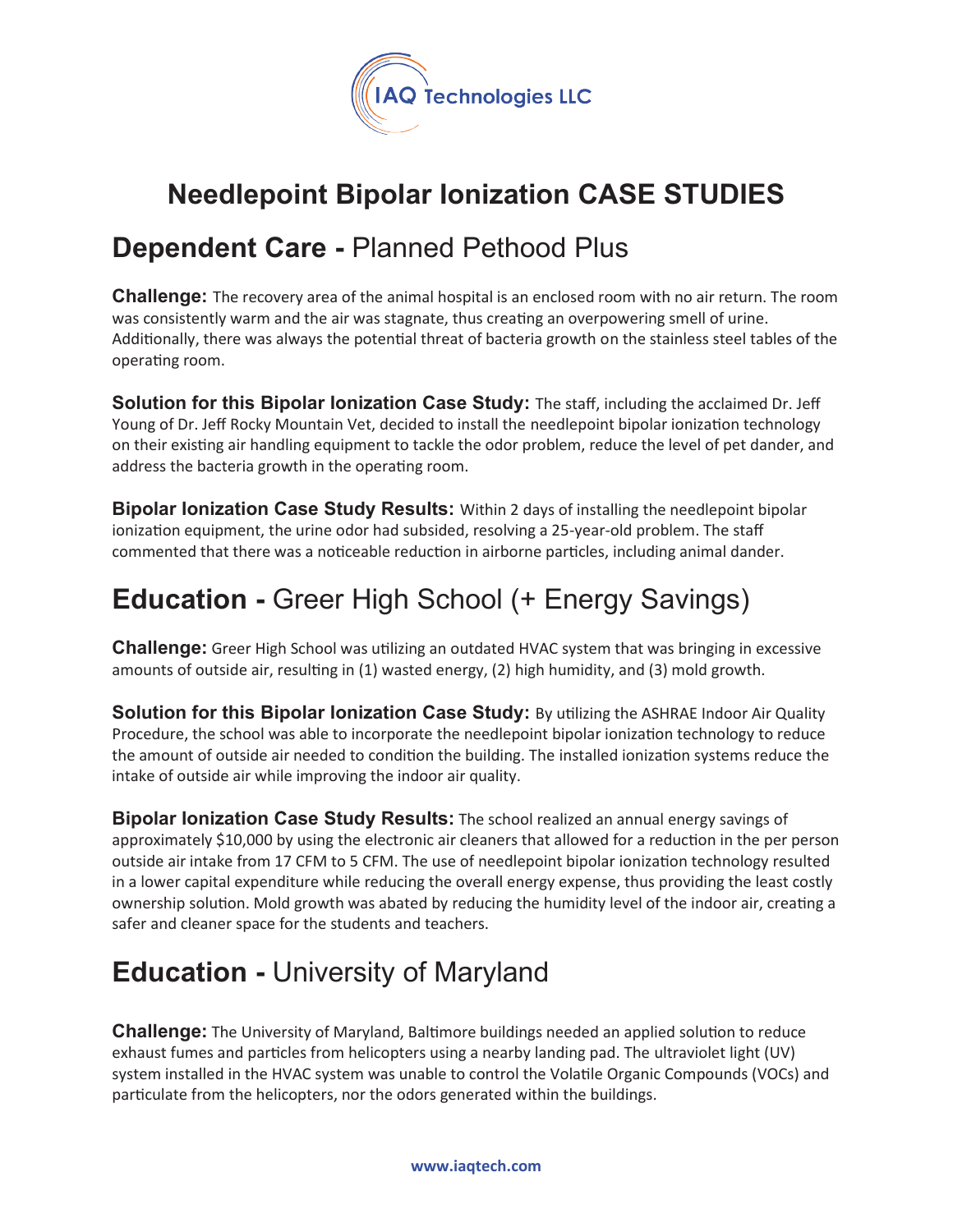# Needlepoint Bipolar Ionization CASE STUDIES

## Dependent Care - Planned Pethood Plus

**Challenge:** The recovery area of the animal hospital is an enclosed room with no air return. The room was consistently warm and the air was stagnate, thus creating an overpowering smell of urine. Additionally, there was always the potential threat of bacteria growth on the stainless steel tables of the operating room.

**Solution for this Bipolar Ionization Case Study:** The staff, including the acclaimed Dr. Jeff Young of Dr. Jeff Rocky Mountain Vet, decided to install the needlepoint bipolar ionization technology on their existing air handling equipment to tackle the odor problem, reduce the level of pet dander, and address the bacteria growth in the operating room.

**Bipolar Ionization Case Study Results:** Within 2 days of installing the needlepoint bipolar ionization equipment, the urine odor had subsided, resolving a 25-year-old problem. The staff commented that there was a noticeable reduction in airborne particles, including animal dander.

## Education - Greer High School (+ Energy Savings)

**Challenge:** Greer High School was utilizing an outdated HVAC system that was bringing in excessive amounts of outside air, resulting in (1) wasted energy, (2) high humidity, and (3) mold growth.

**Solution for this Bipolar Ionization Case Study:** By utilizing the ASHRAE Indoor Air Quality Procedure, the school was able to incorporate the needlepoint bipolar ionization technology to reduce the amount of outside air needed to condition the building. The installed ionization systems reduce the intake of outside air while improving the indoor air quality.

**Bipolar Ionization Case Study Results:** The school realized an annual energy savings of approximately $10,000 by using the electronic air cleaners that allowed for a reduction in the per person outside air intake from 17 CFM to 5 CFM. The use of needlepoint bipolar ionization technology resulted in a lower capital expenditure while reducing the overall energy expense, thus providing the least costly ownership solution. Mold growth was abated by reducing the humidity level of the indoor air, creating a safer and cleaner space for the students and teachers.

## Education - University of Maryland

**Challenge:** The University of Maryland, Baltimore buildings needed an applied solution to reduce exhaust fumes and particles from helicopters using a nearby landing pad. The ultraviolet light (UV) system installed in the HVAC system was unable to control the Volatile Organic Compounds (VOCs) and particulate from the helicopters, nor the odors generated within the buildings.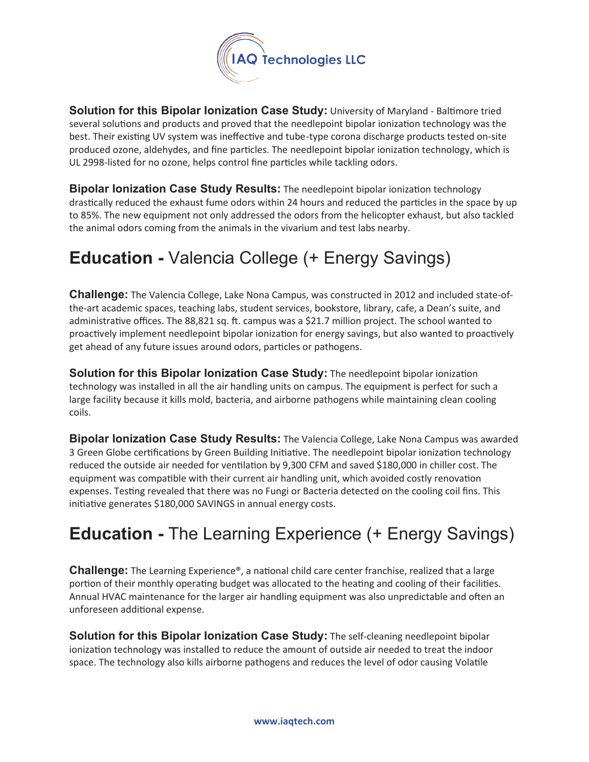**Solution for this Bipolar Ionization Case Study:** University of Maryland - Baltimore tried several solutions and products and proved that the needlepoint bipolar ionization technology was the best. Their existing UV system was ineffective and tube-type corona discharge products tested on-site produced ozone, aldehydes, and fine particles. The needlepoint bipolar ionization technology, which is UL 2998-listed for no ozone, helps control fine particles while tackling odors.

**Bipolar Ionization Case Study Results:** The needlepoint bipolar ionization technology drastically reduced the exhaust fume odors within 24 hours and reduced the particles in the space by up to 85%. The new equipment not only addressed the odors from the helicopter exhaust, but also tackled the animal odors coming from the animals in the vivarium and test labs nearby.

## **Education -** Valencia College (+ Energy Savings)

**Challenge:** The Valencia College, Lake Nona Campus, was constructed in 2012 and included state-of-the-art academic spaces, teaching labs, student services, bookstore, library, cafe, a Dean's suite, and administrative offices. The 88,821 sq. ft. campus was a $21.7 million project. The school wanted to proactively implement needlepoint bipolar ionization for energy savings, but also wanted to proactively get ahead of any future issues around odors, particles or pathogens.

**Solution for this Bipolar Ionization Case Study:** The needlepoint bipolar ionization technology was installed in all the air handling units on campus. The equipment is perfect for such a large facility because it kills mold, bacteria, and airborne pathogens while maintaining clean cooling coils.

**Bipolar Ionization Case Study Results:** The Valencia College, Lake Nona Campus was awarded 3 Green Globe certifications by Green Building Initiative. The needlepoint bipolar ionization technology reduced the outside air needed for ventilation by 9,300 CFM and saved $180,000 in chiller cost. The equipment was compatible with their current air handling unit, which avoided costly renovation expenses. Testing revealed that there was no Fungi or Bacteria detected on the cooling coil fins. This initiative generates $180,000 SAVINGS in annual energy costs.

## **Education -** The Learning Experience (+ Energy Savings)

**Challenge:** The Learning Experience®, a national child care center franchise, realized that a large portion of their monthly operating budget was allocated to the heating and cooling of their facilities. Annual HVAC maintenance for the larger air handling equipment was also unpredictable and often an unforeseen additional expense.

**Solution for this Bipolar Ionization Case Study:** The self-cleaning needlepoint bipolar ionization technology was installed to reduce the amount of outside air needed to treat the indoor space. The technology also kills airborne pathogens and reduces the level of odor causing Volatile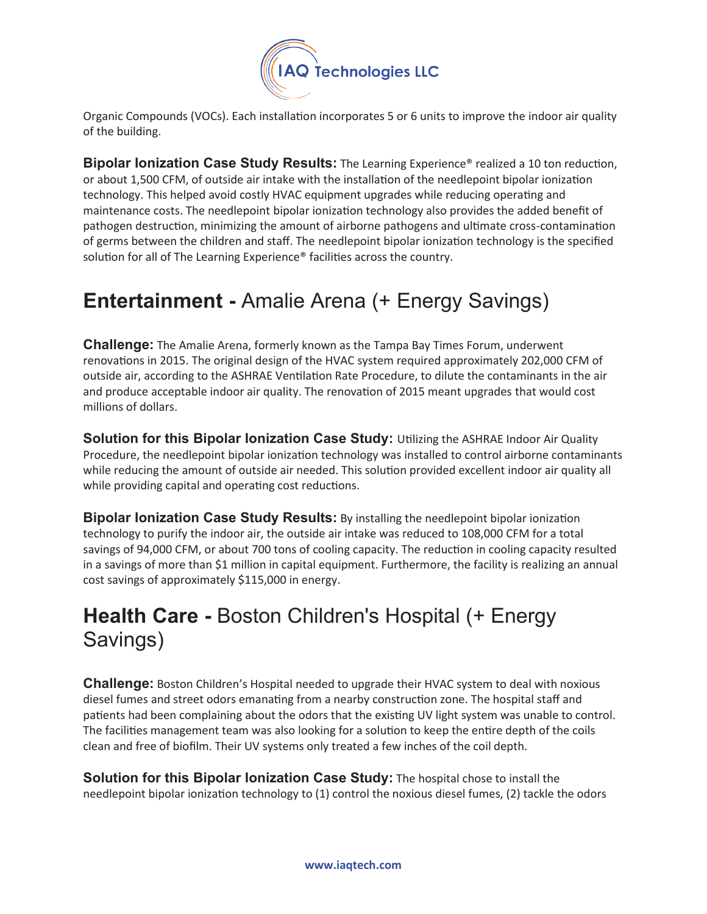Organic Compounds (VOCs). Each installation incorporates 5 or 6 units to improve the indoor air quality of the building.

**Bipolar Ionization Case Study Results:** The Learning Experience® realized a 10 ton reduction, or about 1,500 CFM, of outside air intake with the installation of the needlepoint bipolar ionization technology. This helped avoid costly HVAC equipment upgrades while reducing operating and maintenance costs. The needlepoint bipolar ionization technology also provides the added benefit of pathogen destruction, minimizing the amount of airborne pathogens and ultimate cross-contamination of germs between the children and staff. The needlepoint bipolar ionization technology is the specified solution for all of The Learning Experience® facilities across the country.

## **Entertainment -** Amalie Arena (+ Energy Savings)

**Challenge:** The Amalie Arena, formerly known as the Tampa Bay Times Forum, underwent renovations in 2015. The original design of the HVAC system required approximately 202,000 CFM of outside air, according to the ASHRAE Ventilation Rate Procedure, to dilute the contaminants in the air and produce acceptable indoor air quality. The renovation of 2015 meant upgrades that would cost millions of dollars.

**Solution for this Bipolar Ionization Case Study:** Utilizing the ASHRAE Indoor Air Quality Procedure, the needlepoint bipolar ionization technology was installed to control airborne contaminants while reducing the amount of outside air needed. This solution provided excellent indoor air quality all while providing capital and operating cost reductions.

**Bipolar Ionization Case Study Results:** By installing the needlepoint bipolar ionization technology to purify the indoor air, the outside air intake was reduced to 108,000 CFM for a total savings of 94,000 CFM, or about 700 tons of cooling capacity. The reduction in cooling capacity resulted in a savings of more than $1 million in capital equipment. Furthermore, the facility is realizing an annual cost savings of approximately $115,000 in energy.

## **Health Care -** Boston Children's Hospital (+ Energy Savings)

**Challenge:** Boston Children's Hospital needed to upgrade their HVAC system to deal with noxious diesel fumes and street odors emanating from a nearby construction zone. The hospital staff and patients had been complaining about the odors that the existing UV light system was unable to control. The facilities management team was also looking for a solution to keep the entire depth of the coils clean and free of biofilm. Their UV systems only treated a few inches of the coil depth.

**Solution for this Bipolar Ionization Case Study:** The hospital chose to install the needlepoint bipolar ionization technology to (1) control the noxious diesel fumes, (2) tackle the odors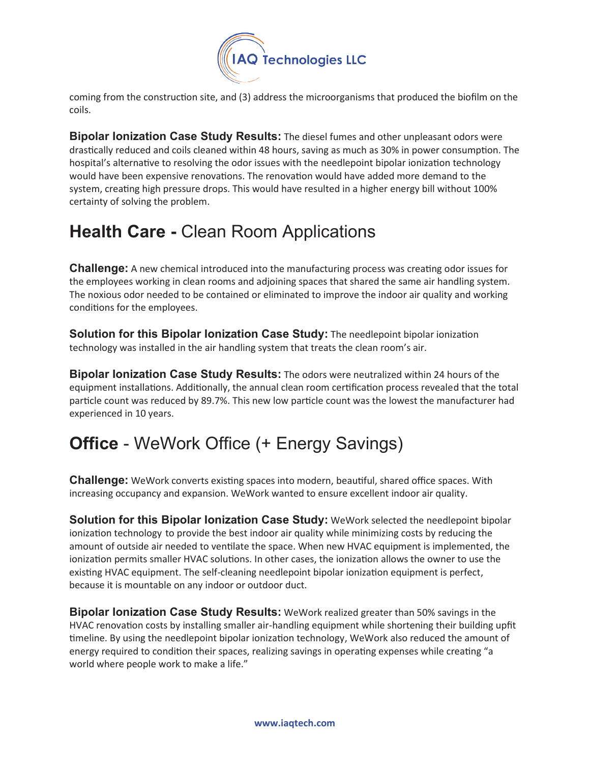coming from the construction site, and (3) address the microorganisms that produced the biofilm on the coils.

**Bipolar Ionization Case Study Results:** The diesel fumes and other unpleasant odors were drastically reduced and coils cleaned within 48 hours, saving as much as 30% in power consumption. The hospital's alternative to resolving the odor issues with the needlepoint bipolar ionization technology would have been expensive renovations. The renovation would have added more demand to the system, creating high pressure drops. This would have resulted in a higher energy bill without 100% certainty of solving the problem.

## **Health Care -** Clean Room Applications

**Challenge:** A new chemical introduced into the manufacturing process was creating odor issues for the employees working in clean rooms and adjoining spaces that shared the same air handling system. The noxious odor needed to be contained or eliminated to improve the indoor air quality and working conditions for the employees.

**Solution for this Bipolar Ionization Case Study:** The needlepoint bipolar ionization technology was installed in the air handling system that treats the clean room's air.

**Bipolar Ionization Case Study Results:** The odors were neutralized within 24 hours of the equipment installations. Additionally, the annual clean room certification process revealed that the total particle count was reduced by 89.7%. This new low particle count was the lowest the manufacturer had experienced in 10 years.

## **Office** - WeWork Office (+ Energy Savings)

**Challenge:** WeWork converts existing spaces into modern, beautiful, shared office spaces. With increasing occupancy and expansion. WeWork wanted to ensure excellent indoor air quality.

**Solution for this Bipolar Ionization Case Study:** WeWork selected the needlepoint bipolar ionization technology to provide the best indoor air quality while minimizing costs by reducing the amount of outside air needed to ventilate the space. When new HVAC equipment is implemented, the ionization permits smaller HVAC solutions. In other cases, the ionization allows the owner to use the existing HVAC equipment. The self-cleaning needlepoint bipolar ionization equipment is perfect, because it is mountable on any indoor or outdoor duct.

**Bipolar Ionization Case Study Results:** WeWork realized greater than 50% savings in the HVAC renovation costs by installing smaller air-handling equipment while shortening their building upfit timeline. By using the needlepoint bipolar ionization technology, WeWork also reduced the amount of energy required to condition their spaces, realizing savings in operating expenses while creating "a world where people work to make a life."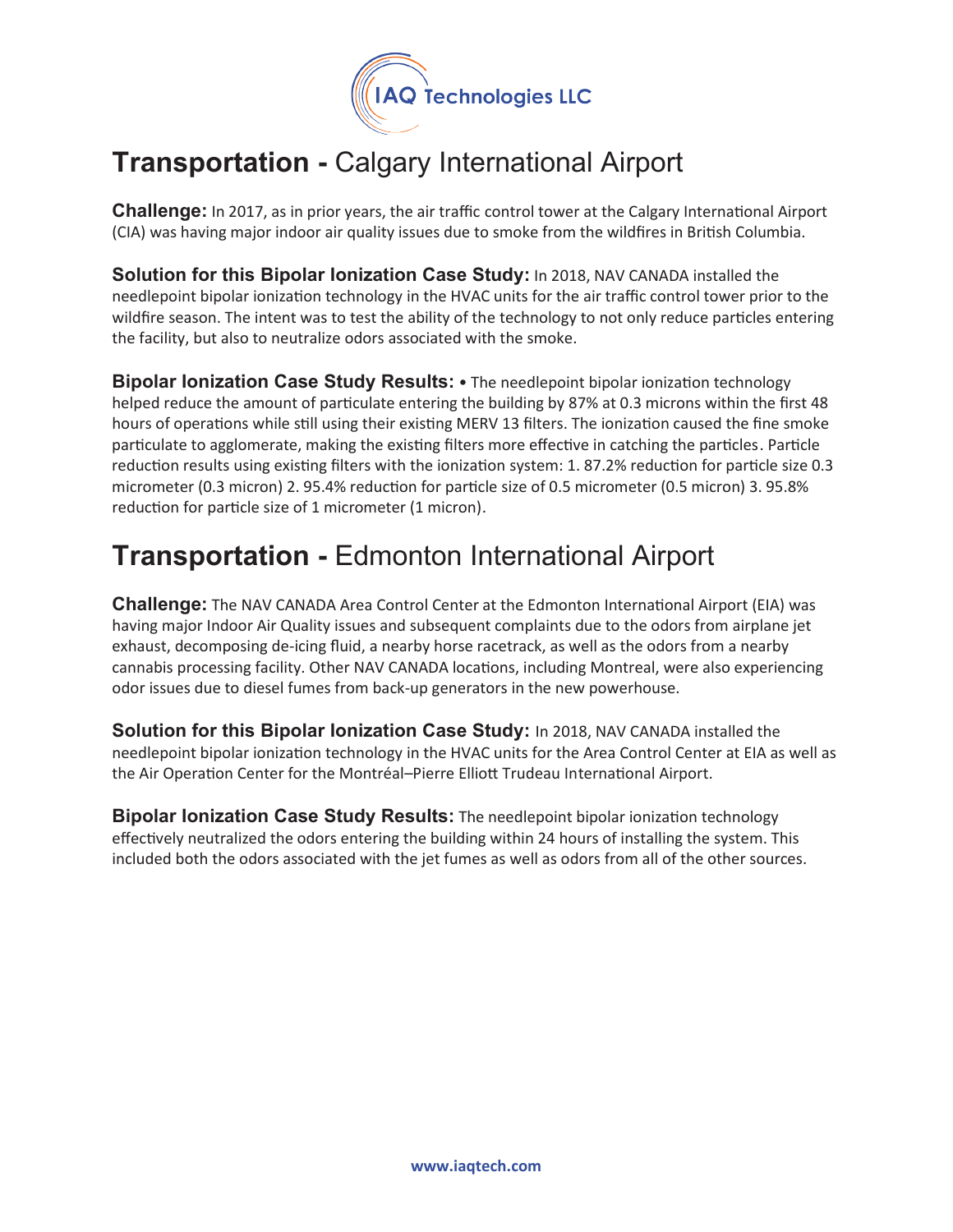# Transportation - Calgary International Airport

**Challenge:** In 2017, as in prior years, the air traffic control tower at the Calgary International Airport (CIA) was having major indoor air quality issues due to smoke from the wildfires in British Columbia.

**Solution for this Bipolar Ionization Case Study:** In 2018, NAV CANADA installed the needlepoint bipolar ionization technology in the HVAC units for the air traffic control tower prior to the wildfire season. The intent was to test the ability of the technology to not only reduce particles entering the facility, but also to neutralize odors associated with the smoke.

**Bipolar Ionization Case Study Results:** • The needlepoint bipolar ionization technology helped reduce the amount of particulate entering the building by 87% at 0.3 microns within the first 48 hours of operations while still using their existing MERV 13 filters. The ionization caused the fine smoke particulate to agglomerate, making the existing filters more effective in catching the particles. Particle reduction results using existing filters with the ionization system: 1. 87.2% reduction for particle size 0.3 micrometer (0.3 micron) 2. 95.4% reduction for particle size of 0.5 micrometer (0.5 micron) 3. 95.8% reduction for particle size of 1 micrometer (1 micron).

# Transportation - Edmonton International Airport

**Challenge:** The NAV CANADA Area Control Center at the Edmonton International Airport (EIA) was having major Indoor Air Quality issues and subsequent complaints due to the odors from airplane jet exhaust, decomposing de-icing fluid, a nearby horse racetrack, as well as the odors from a nearby cannabis processing facility. Other NAV CANADA locations, including Montreal, were also experiencing odor issues due to diesel fumes from back-up generators in the new powerhouse.

**Solution for this Bipolar Ionization Case Study:** In 2018, NAV CANADA installed the needlepoint bipolar ionization technology in the HVAC units for the Area Control Center at EIA as well as the Air Operation Center for the Montréal–Pierre Elliott Trudeau International Airport.

**Bipolar Ionization Case Study Results:** The needlepoint bipolar ionization technology effectively neutralized the odors entering the building within 24 hours of installing the system. This included both the odors associated with the jet fumes as well as odors from all of the other sources.